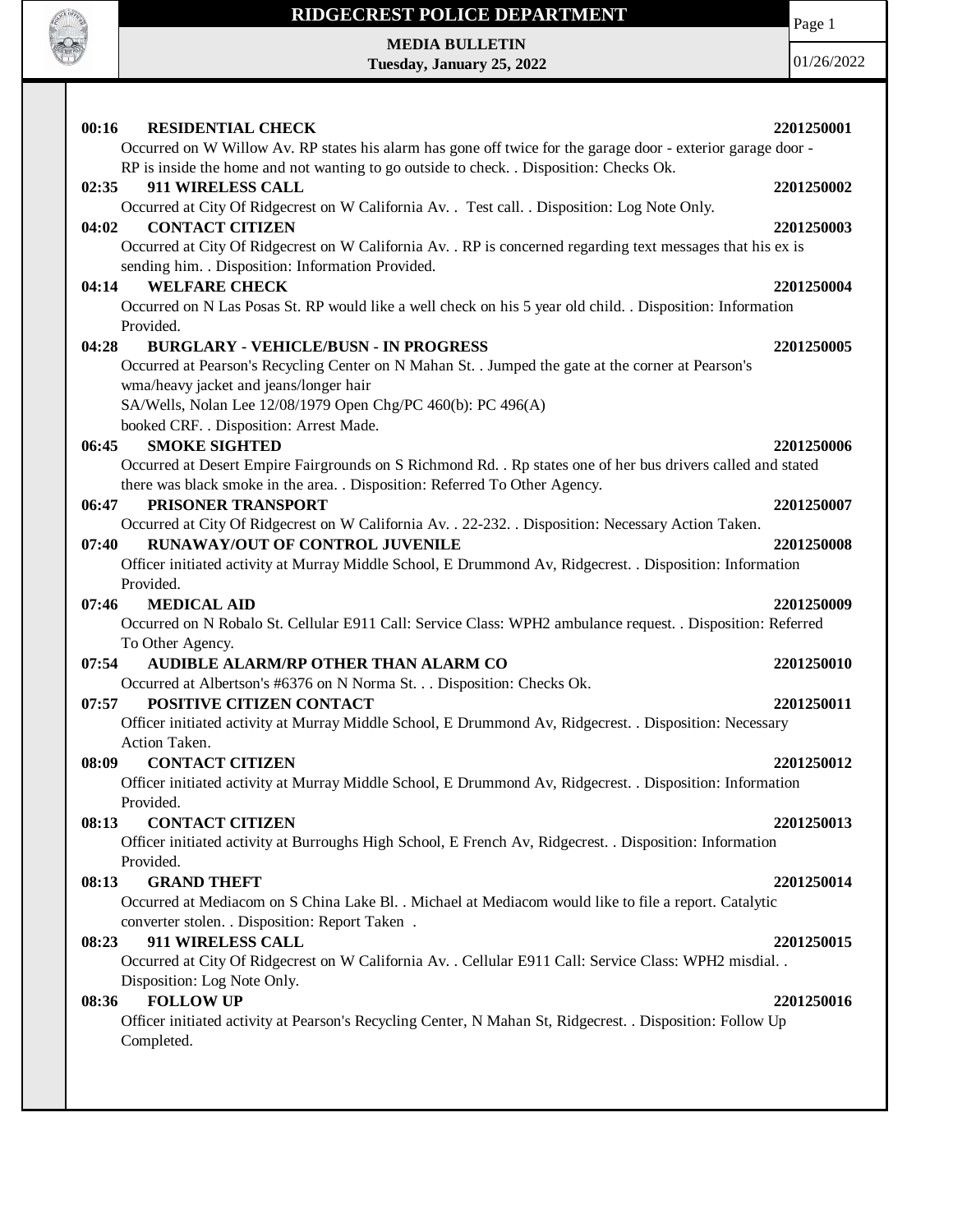# RIDGECREST POLICE DEPARTMENT

**MEDIA BULLETIN**
**Tuesday, January 25, 2022**

01/26/2022

**00:16 RESIDENTIAL CHECK** **2201250001**
Occurred on W Willow Av. RP states his alarm has gone off twice for the garage door - exterior garage door - RP is inside the home and not wanting to go outside to check. . Disposition: Checks Ok.

**02:35 911 WIRELESS CALL** **2201250002**
Occurred at City Of Ridgecrest on W California Av. . Test call. . Disposition: Log Note Only.

**04:02 CONTACT CITIZEN** **2201250003**
Occurred at City Of Ridgecrest on W California Av. . RP is concerned regarding text messages that his ex is sending him. . Disposition: Information Provided.

**04:14 WELFARE CHECK** **2201250004**
Occurred on N Las Posas St. RP would like a well check on his 5 year old child. . Disposition: Information Provided.

**04:28 BURGLARY - VEHICLE/BUSN - IN PROGRESS** **2201250005**
Occurred at Pearson's Recycling Center on N Mahan St. . Jumped the gate at the corner at Pearson's wma/heavy jacket and jeans/longer hair
SA/Wells, Nolan Lee 12/08/1979 Open Chg/PC 460(b): PC 496(A)
booked CRF. . Disposition: Arrest Made.

**06:45 SMOKE SIGHTED** **2201250006**
Occurred at Desert Empire Fairgrounds on S Richmond Rd. . Rp states one of her bus drivers called and stated there was black smoke in the area. . Disposition: Referred To Other Agency.

**06:47 PRISONER TRANSPORT** **2201250007**
Occurred at City Of Ridgecrest on W California Av. . 22-232. . Disposition: Necessary Action Taken.

**07:40 RUNAWAY/OUT OF CONTROL JUVENILE** **2201250008**
Officer initiated activity at Murray Middle School, E Drummond Av, Ridgecrest. . Disposition: Information Provided.

**07:46 MEDICAL AID** **2201250009**
Occurred on N Robalo St. Cellular E911 Call: Service Class: WPH2 ambulance request. . Disposition: Referred To Other Agency.

**07:54 AUDIBLE ALARM/RP OTHER THAN ALARM CO** **2201250010**
Occurred at Albertson's #6376 on N Norma St. . . Disposition: Checks Ok.

**07:57 POSITIVE CITIZEN CONTACT** **2201250011**
Officer initiated activity at Murray Middle School, E Drummond Av, Ridgecrest. . Disposition: Necessary Action Taken.

**08:09 CONTACT CITIZEN** **2201250012**
Officer initiated activity at Murray Middle School, E Drummond Av, Ridgecrest. . Disposition: Information Provided.

**08:13 CONTACT CITIZEN** **2201250013**
Officer initiated activity at Burroughs High School, E French Av, Ridgecrest. . Disposition: Information Provided.

**08:13 GRAND THEFT** **2201250014**
Occurred at Mediacom on S China Lake Bl. . Michael at Mediacom would like to file a report. Catalytic converter stolen. . Disposition: Report Taken .

**08:23 911 WIRELESS CALL** **2201250015**
Occurred at City Of Ridgecrest on W California Av. . Cellular E911 Call: Service Class: WPH2 misdial. . Disposition: Log Note Only.

**08:36 FOLLOW UP** **2201250016**
Officer initiated activity at Pearson's Recycling Center, N Mahan St, Ridgecrest. . Disposition: Follow Up Completed.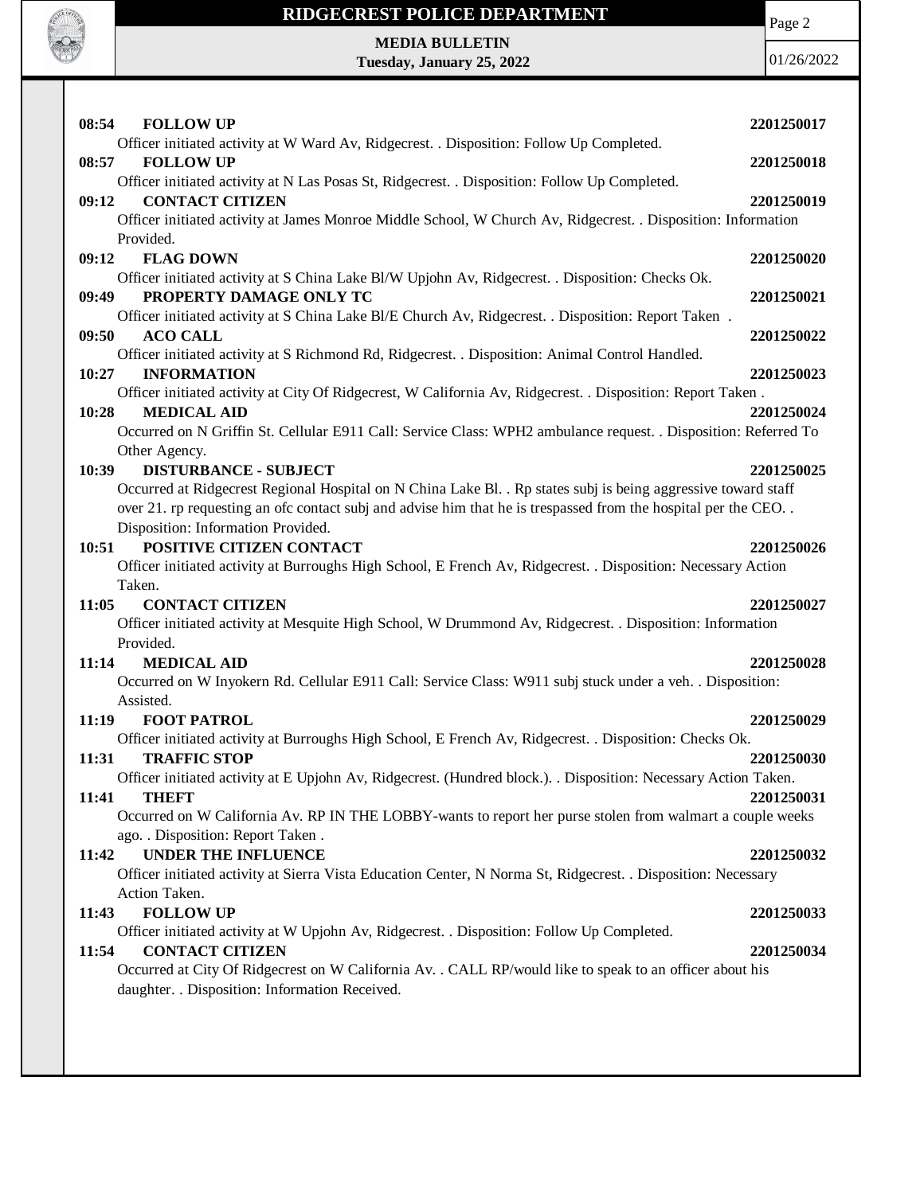**08:54 FOLLOW UP** **2201250017**
Officer initiated activity at W Ward Av, Ridgecrest. . Disposition: Follow Up Completed.

**08:57 FOLLOW UP** **2201250018**
Officer initiated activity at N Las Posas St, Ridgecrest. . Disposition: Follow Up Completed.

**09:12 CONTACT CITIZEN** **2201250019**
Officer initiated activity at James Monroe Middle School, W Church Av, Ridgecrest. . Disposition: Information Provided.

**09:12 FLAG DOWN** **2201250020**
Officer initiated activity at S China Lake Bl/W Upjohn Av, Ridgecrest. . Disposition: Checks Ok.

**09:49 PROPERTY DAMAGE ONLY TC** **2201250021**
Officer initiated activity at S China Lake Bl/E Church Av, Ridgecrest. . Disposition: Report Taken .

**09:50 ACO CALL** **2201250022**
Officer initiated activity at S Richmond Rd, Ridgecrest. . Disposition: Animal Control Handled.

**10:27 INFORMATION** **2201250023**
Officer initiated activity at City Of Ridgecrest, W California Av, Ridgecrest. . Disposition: Report Taken .

**10:28 MEDICAL AID** **2201250024**
Occurred on N Griffin St. Cellular E911 Call: Service Class: WPH2 ambulance request. . Disposition: Referred To Other Agency.

**10:39 DISTURBANCE - SUBJECT** **2201250025**
Occurred at Ridgecrest Regional Hospital on N China Lake Bl. . Rp states subj is being aggressive toward staff over 21. rp requesting an ofc contact subj and advise him that he is trespassed from the hospital per the CEO. . Disposition: Information Provided.

**10:51 POSITIVE CITIZEN CONTACT** **2201250026**
Officer initiated activity at Burroughs High School, E French Av, Ridgecrest. . Disposition: Necessary Action Taken.

**11:05 CONTACT CITIZEN** **2201250027**
Officer initiated activity at Mesquite High School, W Drummond Av, Ridgecrest. . Disposition: Information Provided.

**11:14 MEDICAL AID** **2201250028**
Occurred on W Inyokern Rd. Cellular E911 Call: Service Class: W911 subj stuck under a veh. . Disposition: Assisted.

**11:19 FOOT PATROL** **2201250029**
Officer initiated activity at Burroughs High School, E French Av, Ridgecrest. . Disposition: Checks Ok.

**11:31 TRAFFIC STOP** **2201250030**
Officer initiated activity at E Upjohn Av, Ridgecrest. (Hundred block.). . Disposition: Necessary Action Taken.

**11:41 THEFT** **2201250031**
Occurred on W California Av. RP IN THE LOBBY-wants to report her purse stolen from walmart a couple weeks ago. . Disposition: Report Taken .

**11:42 UNDER THE INFLUENCE** **2201250032**
Officer initiated activity at Sierra Vista Education Center, N Norma St, Ridgecrest. . Disposition: Necessary Action Taken.

**11:43 FOLLOW UP** **2201250033**
Officer initiated activity at W Upjohn Av, Ridgecrest. . Disposition: Follow Up Completed.

**11:54 CONTACT CITIZEN** **2201250034**
Occurred at City Of Ridgecrest on W California Av. . CALL RP/would like to speak to an officer about his daughter. . Disposition: Information Received.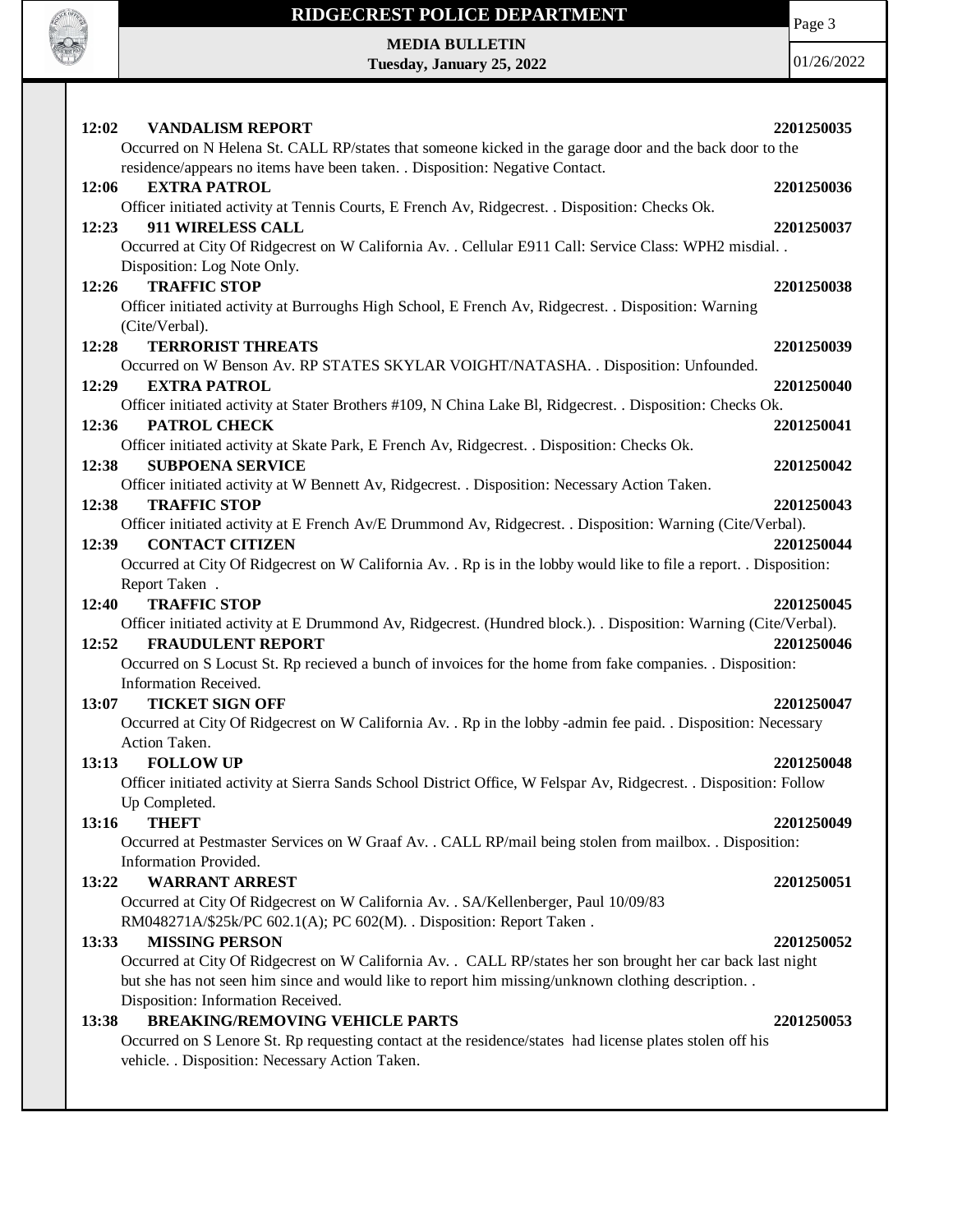**12:02 VANDALISM REPORT 2201250035**
Occurred on N Helena St. CALL RP/states that someone kicked in the garage door and the back door to the residence/appears no items have been taken. . Disposition: Negative Contact.

**12:06 EXTRA PATROL 2201250036**
Officer initiated activity at Tennis Courts, E French Av, Ridgecrest. . Disposition: Checks Ok.

**12:23 911 WIRELESS CALL 2201250037**
Occurred at City Of Ridgecrest on W California Av. . Cellular E911 Call: Service Class: WPH2 misdial. . Disposition: Log Note Only.

**12:26 TRAFFIC STOP 2201250038**
Officer initiated activity at Burroughs High School, E French Av, Ridgecrest. . Disposition: Warning (Cite/Verbal).

**12:28 TERRORIST THREATS 2201250039**
Occurred on W Benson Av. RP STATES SKYLAR VOIGHT/NATASHA. . Disposition: Unfounded.

**12:29 EXTRA PATROL 2201250040**
Officer initiated activity at Stater Brothers #109, N China Lake Bl, Ridgecrest. . Disposition: Checks Ok.

**12:36 PATROL CHECK 2201250041**
Officer initiated activity at Skate Park, E French Av, Ridgecrest. . Disposition: Checks Ok.

**12:38 SUBPOENA SERVICE 2201250042**
Officer initiated activity at W Bennett Av, Ridgecrest. . Disposition: Necessary Action Taken.

**12:38 TRAFFIC STOP 2201250043**
Officer initiated activity at E French Av/E Drummond Av, Ridgecrest. . Disposition: Warning (Cite/Verbal).

**12:39 CONTACT CITIZEN 2201250044**
Occurred at City Of Ridgecrest on W California Av. . Rp is in the lobby would like to file a report. . Disposition: Report Taken .

**12:40 TRAFFIC STOP 2201250045**
Officer initiated activity at E Drummond Av, Ridgecrest. (Hundred block.). . Disposition: Warning (Cite/Verbal).

**12:52 FRAUDULENT REPORT 2201250046**
Occurred on S Locust St. Rp recieved a bunch of invoices for the home from fake companies. . Disposition: Information Received.

**13:07 TICKET SIGN OFF 2201250047**
Occurred at City Of Ridgecrest on W California Av. . Rp in the lobby -admin fee paid. . Disposition: Necessary Action Taken.

**13:13 FOLLOW UP 2201250048**
Officer initiated activity at Sierra Sands School District Office, W Felspar Av, Ridgecrest. . Disposition: Follow Up Completed.

**13:16 THEFT 2201250049**
Occurred at Pestmaster Services on W Graaf Av. . CALL RP/mail being stolen from mailbox. . Disposition: Information Provided.

**13:22 WARRANT ARREST 2201250051**
Occurred at City Of Ridgecrest on W California Av. . SA/Kellenberger, Paul 10/09/83 RM048271A/$25k/PC 602.1(A); PC 602(M). . Disposition: Report Taken .

**13:33 MISSING PERSON 2201250052**
Occurred at City Of Ridgecrest on W California Av. . CALL RP/states her son brought her car back last night but she has not seen him since and would like to report him missing/unknown clothing description. . Disposition: Information Received.

**13:38 BREAKING/REMOVING VEHICLE PARTS 2201250053**
Occurred on S Lenore St. Rp requesting contact at the residence/states had license plates stolen off his vehicle. . Disposition: Necessary Action Taken.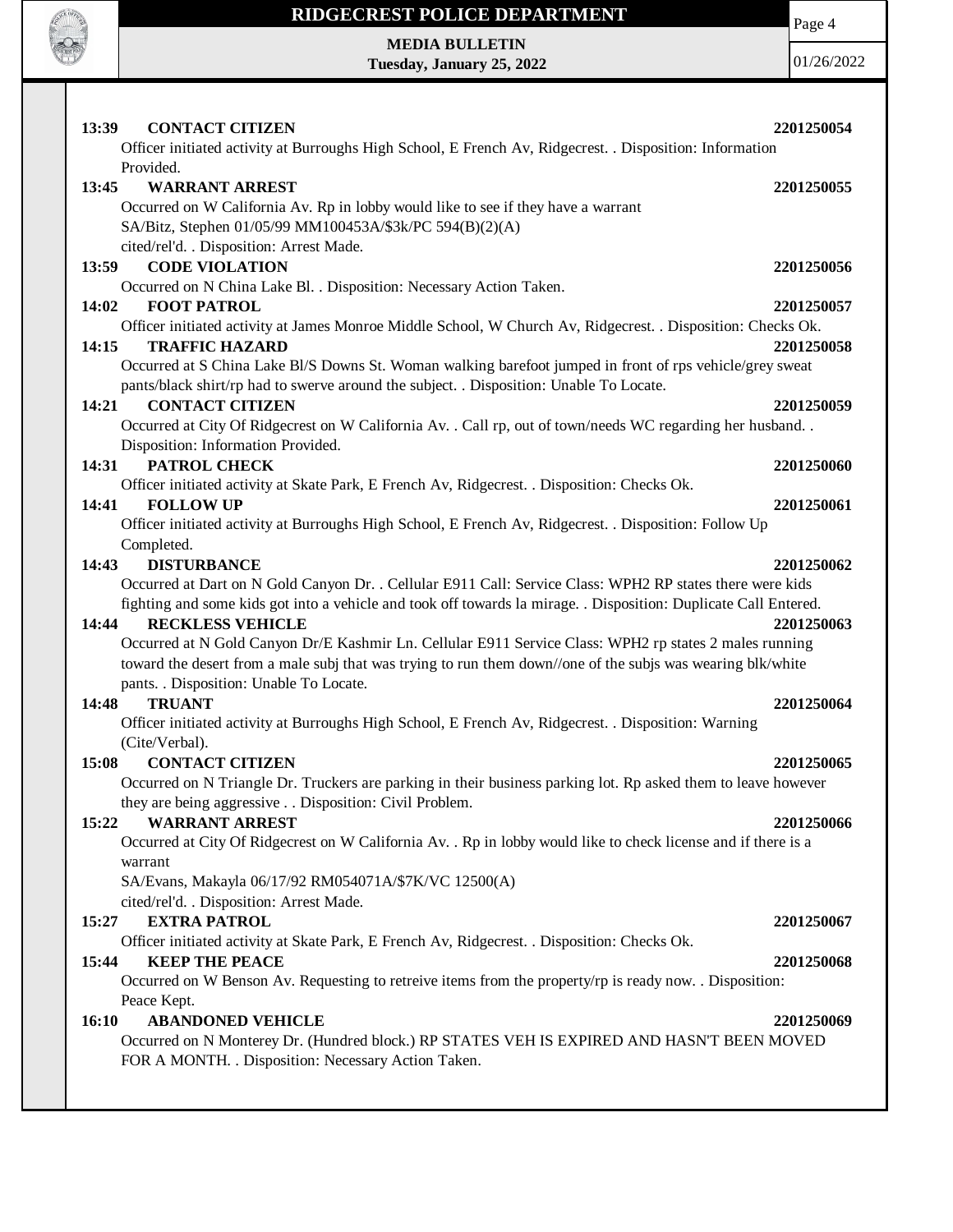**13:39 CONTACT CITIZEN 2201250054**

Officer initiated activity at Burroughs High School, E French Av, Ridgecrest. . Disposition: Information Provided.

**13:45 WARRANT ARREST 2201250055**

Occurred on W California Av. Rp in lobby would like to see if they have a warrant
SA/Bitz, Stephen 01/05/99 MM100453A/$3k/PC 594(B)(2)(A)
cited/rel'd. . Disposition: Arrest Made.

**13:59 CODE VIOLATION 2201250056**

Occurred on N China Lake Bl. . Disposition: Necessary Action Taken.

**14:02 FOOT PATROL 2201250057**

Officer initiated activity at James Monroe Middle School, W Church Av, Ridgecrest. . Disposition: Checks Ok.

**14:15 TRAFFIC HAZARD 2201250058**

Occurred at S China Lake Bl/S Downs St. Woman walking barefoot jumped in front of rps vehicle/grey sweat pants/black shirt/rp had to swerve around the subject. . Disposition: Unable To Locate.

**14:21 CONTACT CITIZEN 2201250059**

Occurred at City Of Ridgecrest on W California Av. . Call rp, out of town/needs WC regarding her husband. . Disposition: Information Provided.

**14:31 PATROL CHECK 2201250060**

Officer initiated activity at Skate Park, E French Av, Ridgecrest. . Disposition: Checks Ok.

**14:41 FOLLOW UP 2201250061**

Officer initiated activity at Burroughs High School, E French Av, Ridgecrest. . Disposition: Follow Up Completed.

**14:43 DISTURBANCE 2201250062**

Occurred at Dart on N Gold Canyon Dr. . Cellular E911 Call: Service Class: WPH2 RP states there were kids fighting and some kids got into a vehicle and took off towards la mirage. . Disposition: Duplicate Call Entered.

**14:44 RECKLESS VEHICLE 2201250063**

Occurred at N Gold Canyon Dr/E Kashmir Ln. Cellular E911 Service Class: WPH2 rp states 2 males running toward the desert from a male subj that was trying to run them down//one of the subjs was wearing blk/white pants. . Disposition: Unable To Locate.

**14:48 TRUANT 2201250064**

Officer initiated activity at Burroughs High School, E French Av, Ridgecrest. . Disposition: Warning (Cite/Verbal).

**15:08 CONTACT CITIZEN 2201250065**

Occurred on N Triangle Dr. Truckers are parking in their business parking lot. Rp asked them to leave however they are being aggressive . . Disposition: Civil Problem.

**15:22 WARRANT ARREST 2201250066**

Occurred at City Of Ridgecrest on W California Av. . Rp in lobby would like to check license and if there is a warrant
SA/Evans, Makayla 06/17/92 RM054071A/$7K/VC 12500(A)
cited/rel'd. . Disposition: Arrest Made.

**15:27 EXTRA PATROL 2201250067**

Officer initiated activity at Skate Park, E French Av, Ridgecrest. . Disposition: Checks Ok.

**15:44 KEEP THE PEACE 2201250068**

Occurred on W Benson Av. Requesting to retreive items from the property/rp is ready now. . Disposition: Peace Kept.

**16:10 ABANDONED VEHICLE 2201250069**

Occurred on N Monterey Dr. (Hundred block.) RP STATES VEH IS EXPIRED AND HASN'T BEEN MOVED FOR A MONTH. . Disposition: Necessary Action Taken.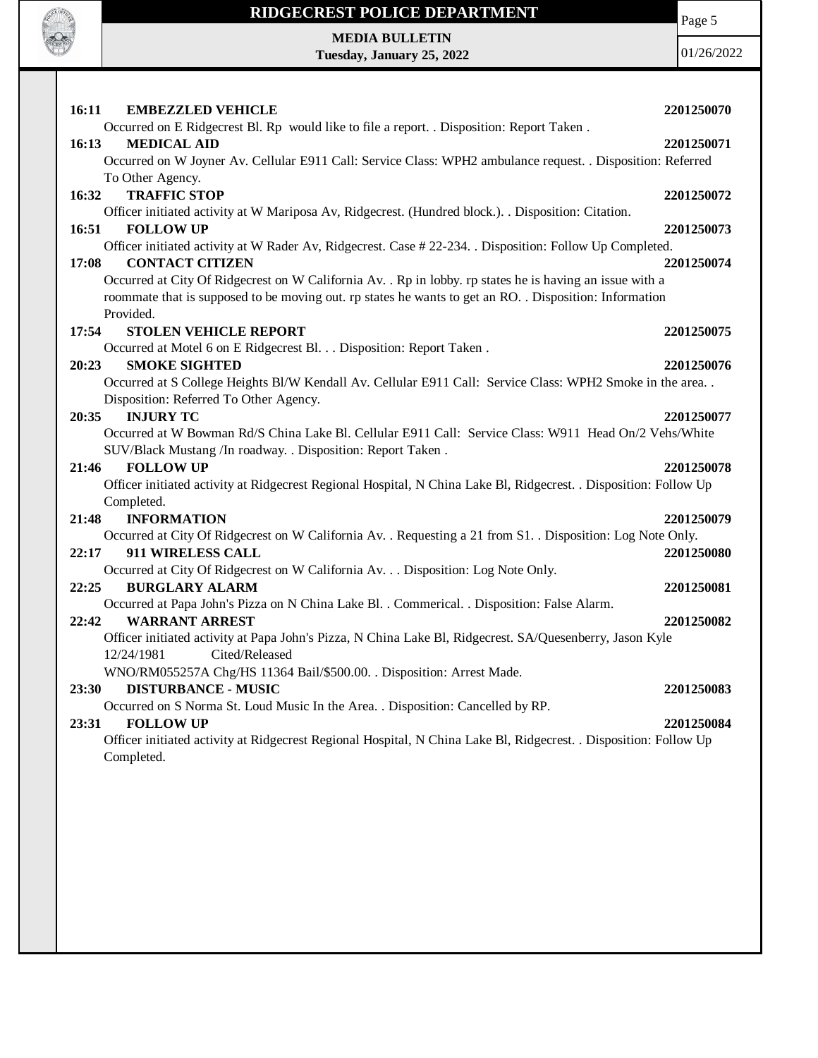**16:11 EMBEZZLED VEHICLE** **2201250070**

Occurred on E Ridgecrest Bl. Rp would like to file a report. . Disposition: Report Taken .

**16:13 MEDICAL AID** **2201250071**

Occurred on W Joyner Av. Cellular E911 Call: Service Class: WPH2 ambulance request. . Disposition: Referred To Other Agency.

**16:32 TRAFFIC STOP** **2201250072**

Officer initiated activity at W Mariposa Av, Ridgecrest. (Hundred block.). . Disposition: Citation.

**16:51 FOLLOW UP** **2201250073**

Officer initiated activity at W Rader Av, Ridgecrest. Case # 22-234. . Disposition: Follow Up Completed.

**17:08 CONTACT CITIZEN** **2201250074**

Occurred at City Of Ridgecrest on W California Av. . Rp in lobby. rp states he is having an issue with a roommate that is supposed to be moving out. rp states he wants to get an RO. . Disposition: Information Provided.

**17:54 STOLEN VEHICLE REPORT** **2201250075**

Occurred at Motel 6 on E Ridgecrest Bl. . . Disposition: Report Taken .

**20:23 SMOKE SIGHTED** **2201250076**

Occurred at S College Heights Bl/W Kendall Av. Cellular E911 Call: Service Class: WPH2 Smoke in the area. . Disposition: Referred To Other Agency.

**20:35 INJURY TC** **2201250077**

Occurred at W Bowman Rd/S China Lake Bl. Cellular E911 Call: Service Class: W911 Head On/2 Vehs/White SUV/Black Mustang /In roadway. . Disposition: Report Taken .

**21:46 FOLLOW UP** **2201250078**

Officer initiated activity at Ridgecrest Regional Hospital, N China Lake Bl, Ridgecrest. . Disposition: Follow Up Completed.

**21:48 INFORMATION** **2201250079**

Occurred at City Of Ridgecrest on W California Av. . Requesting a 21 from S1. . Disposition: Log Note Only.

**22:17 911 WIRELESS CALL** **2201250080**

Occurred at City Of Ridgecrest on W California Av. . . Disposition: Log Note Only.

**22:25 BURGLARY ALARM** **2201250081**

Occurred at Papa John's Pizza on N China Lake Bl. . Commerical. . Disposition: False Alarm.

**22:42 WARRANT ARREST** **2201250082**

Officer initiated activity at Papa John's Pizza, N China Lake Bl, Ridgecrest. SA/Quesenberry, Jason Kyle 12/24/1981 Cited/Released
WNO/RM055257A Chg/HS 11364 Bail/$500.00. . Disposition: Arrest Made.

**23:30 DISTURBANCE - MUSIC** **2201250083**

Occurred on S Norma St. Loud Music In the Area. . Disposition: Cancelled by RP.

**23:31 FOLLOW UP** **2201250084**

Officer initiated activity at Ridgecrest Regional Hospital, N China Lake Bl, Ridgecrest. . Disposition: Follow Up Completed.